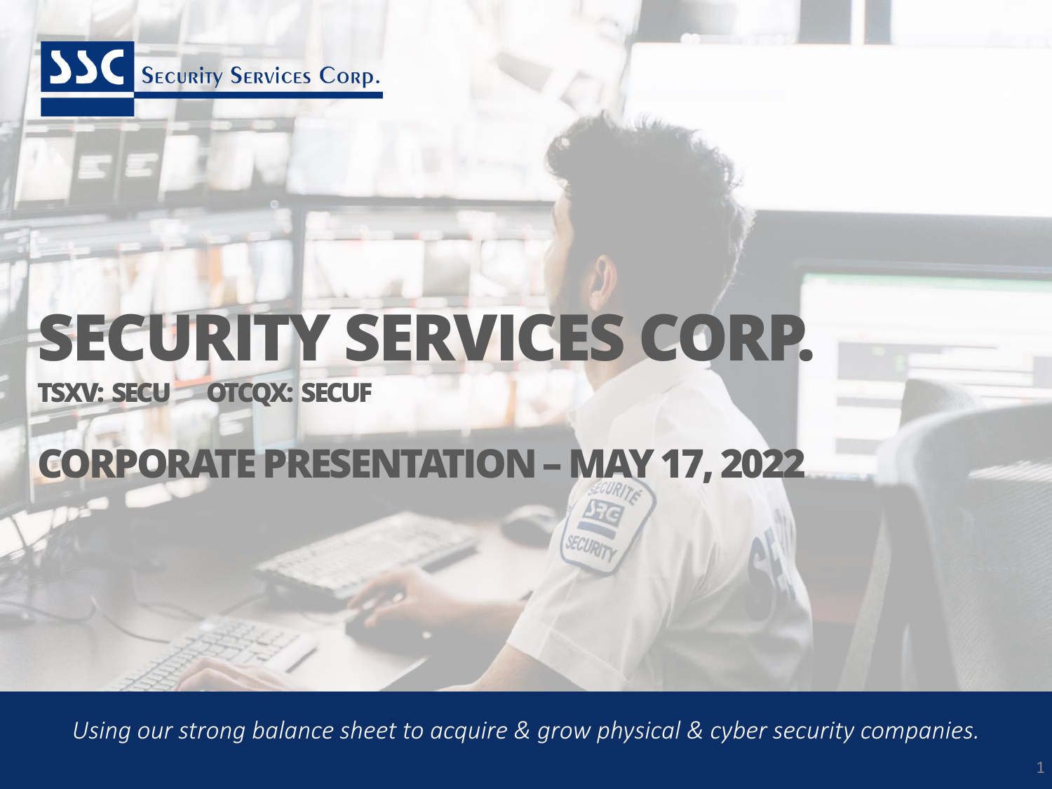SSC Security Services Corp.

# SECURITY SERVICES CORP.

**TSXV: SECU    OTCQX: SECUF**

## CORPORATE PRESENTATION – MAY 17, 2022

*Using our strong balance sheet to acquire & grow physical & cyber security companies.*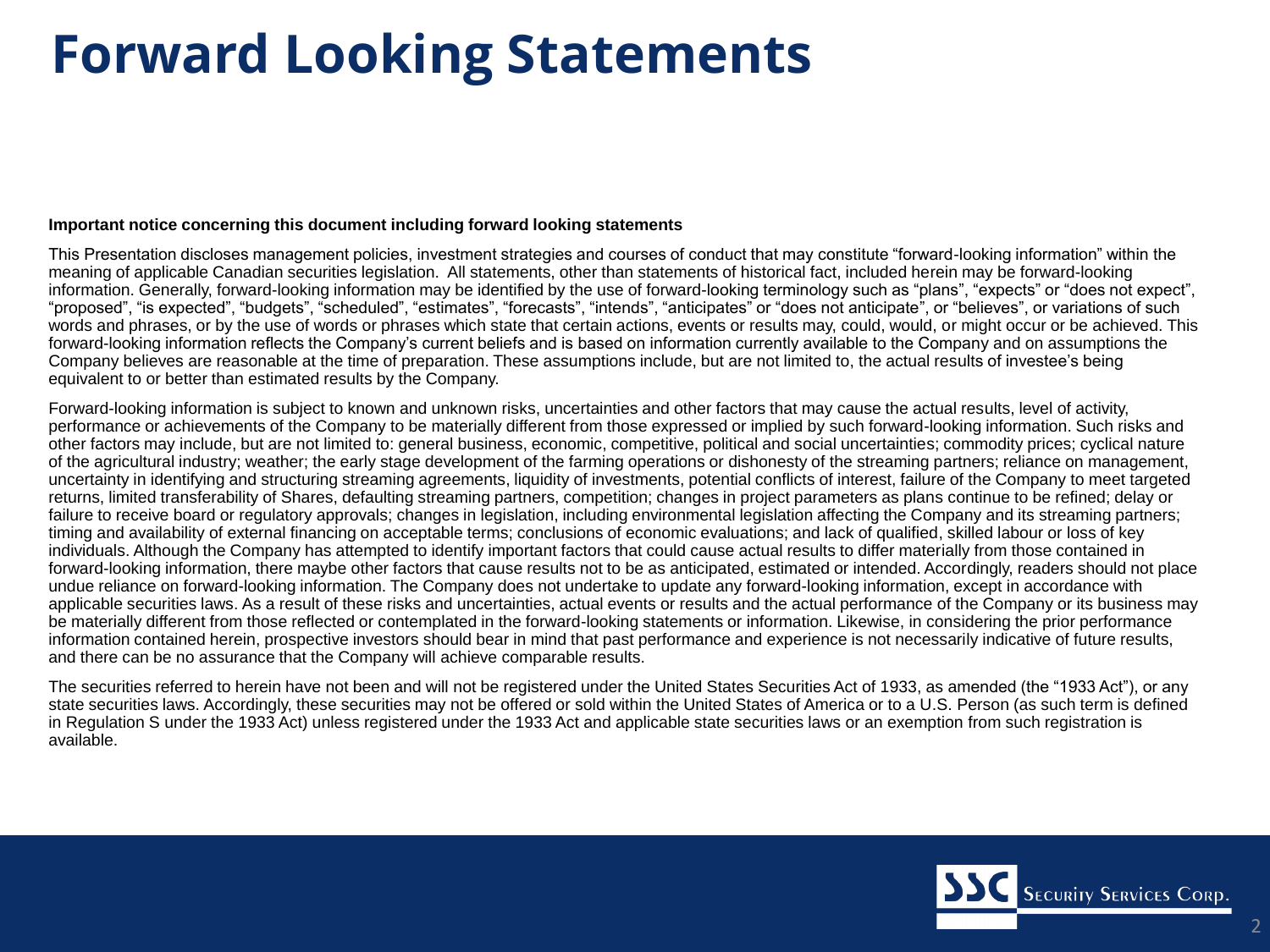# Forward Looking Statements

**Important notice concerning this document including forward looking statements**

This Presentation discloses management policies, investment strategies and courses of conduct that may constitute "forward-looking information" within the meaning of applicable Canadian securities legislation. All statements, other than statements of historical fact, included herein may be forward-looking information. Generally, forward-looking information may be identified by the use of forward-looking terminology such as "plans", "expects" or "does not expect", "proposed", "is expected", "budgets", "scheduled", "estimates", "forecasts", "intends", "anticipates" or "does not anticipate", or "believes", or variations of such words and phrases, or by the use of words or phrases which state that certain actions, events or results may, could, would, or might occur or be achieved. This forward-looking information reflects the Company's current beliefs and is based on information currently available to the Company and on assumptions the Company believes are reasonable at the time of preparation. These assumptions include, but are not limited to, the actual results of investee's being equivalent to or better than estimated results by the Company.

Forward-looking information is subject to known and unknown risks, uncertainties and other factors that may cause the actual results, level of activity, performance or achievements of the Company to be materially different from those expressed or implied by such forward-looking information. Such risks and other factors may include, but are not limited to: general business, economic, competitive, political and social uncertainties; commodity prices; cyclical nature of the agricultural industry; weather; the early stage development of the farming operations or dishonesty of the streaming partners; reliance on management, uncertainty in identifying and structuring streaming agreements, liquidity of investments, potential conflicts of interest, failure of the Company to meet targeted returns, limited transferability of Shares, defaulting streaming partners, competition; changes in project parameters as plans continue to be refined; delay or failure to receive board or regulatory approvals; changes in legislation, including environmental legislation affecting the Company and its streaming partners; timing and availability of external financing on acceptable terms; conclusions of economic evaluations; and lack of qualified, skilled labour or loss of key individuals. Although the Company has attempted to identify important factors that could cause actual results to differ materially from those contained in forward-looking information, there maybe other factors that cause results not to be as anticipated, estimated or intended. Accordingly, readers should not place undue reliance on forward-looking information. The Company does not undertake to update any forward-looking information, except in accordance with applicable securities laws. As a result of these risks and uncertainties, actual events or results and the actual performance of the Company or its business may be materially different from those reflected or contemplated in the forward-looking statements or information. Likewise, in considering the prior performance information contained herein, prospective investors should bear in mind that past performance and experience is not necessarily indicative of future results, and there can be no assurance that the Company will achieve comparable results.

The securities referred to herein have not been and will not be registered under the United States Securities Act of 1933, as amended (the "1933 Act"), or any state securities laws. Accordingly, these securities may not be offered or sold within the United States of America or to a U.S. Person (as such term is defined in Regulation S under the 1933 Act) unless registered under the 1933 Act and applicable state securities laws or an exemption from such registration is available.

SSC Security Services Corp.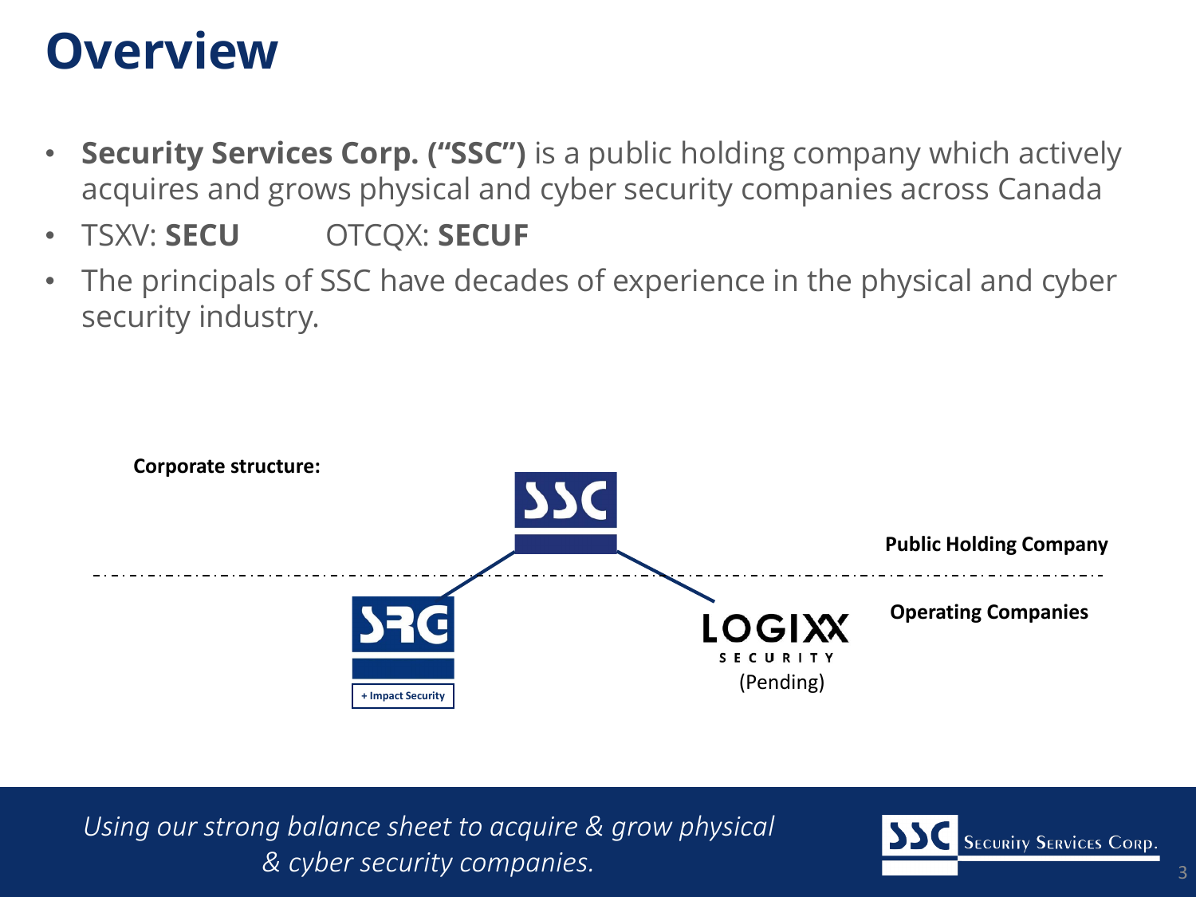# Overview

- **Security Services Corp. ("SSC")** is a public holding company which actively acquires and grows physical and cyber security companies across Canada
- TSXV: **SECU** OTCQX: **SECUF**
- The principals of SSC have decades of experience in the physical and cyber security industry.

**Corporate structure:**

SSC

**Public Holding Company**

**Operating Companies**

SRG

+ Impact Security

LOGIXX SECURITY

(Pending)

*Using our strong balance sheet to acquire & grow physical & cyber security companies.*

SSC Security Services Corp.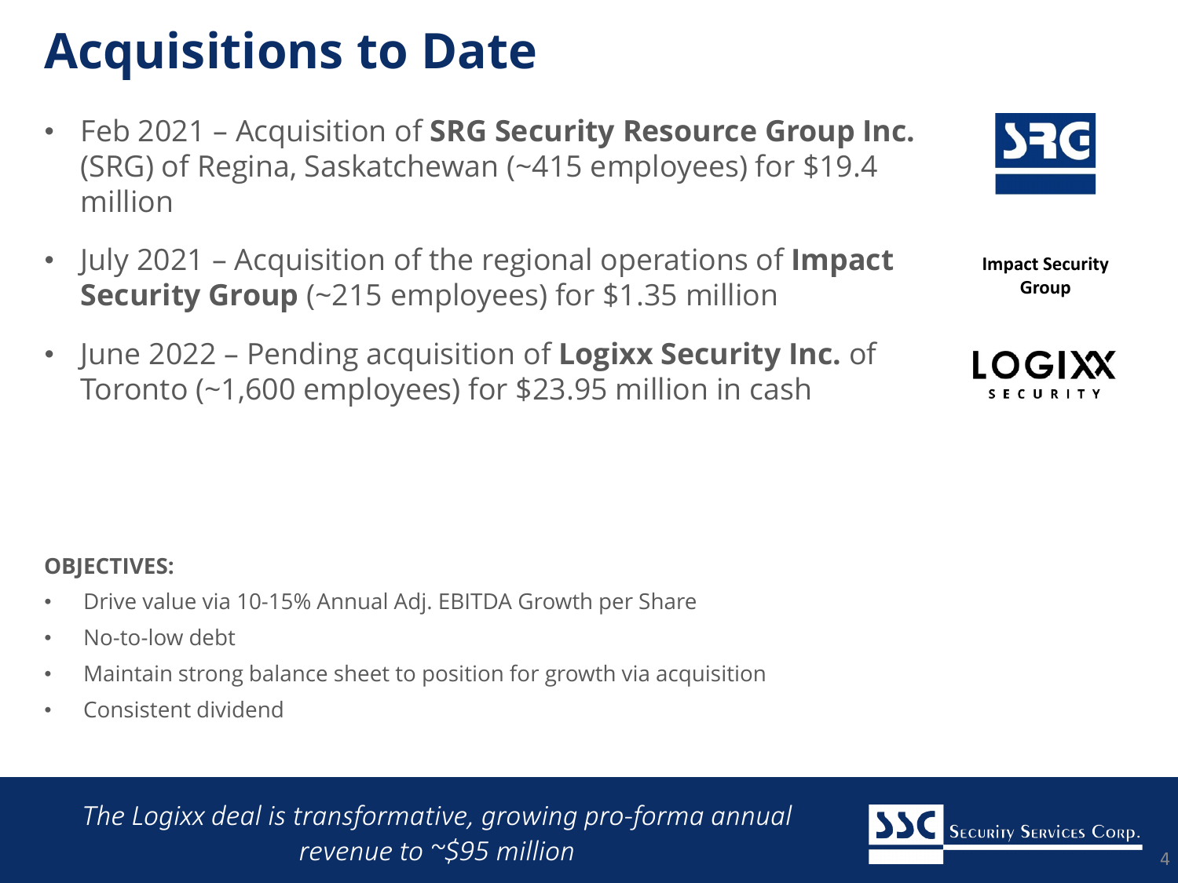# Acquisitions to Date

- Feb 2021 – Acquisition of **SRG Security Resource Group Inc.** (SRG) of Regina, Saskatchewan (~415 employees) for $19.4 million
- July 2021 – Acquisition of the regional operations of **Impact Security Group** (~215 employees) for $1.35 million
- June 2022 – Pending acquisition of **Logixx Security Inc.** of Toronto (~1,600 employees) for $23.95 million in cash

**Impact Security Group**

**OBJECTIVES:**

- Drive value via 10-15% Annual Adj. EBITDA Growth per Share
- No-to-low debt
- Maintain strong balance sheet to position for growth via acquisition
- Consistent dividend

*The Logixx deal is transformative, growing pro-forma annual revenue to ~$95 million*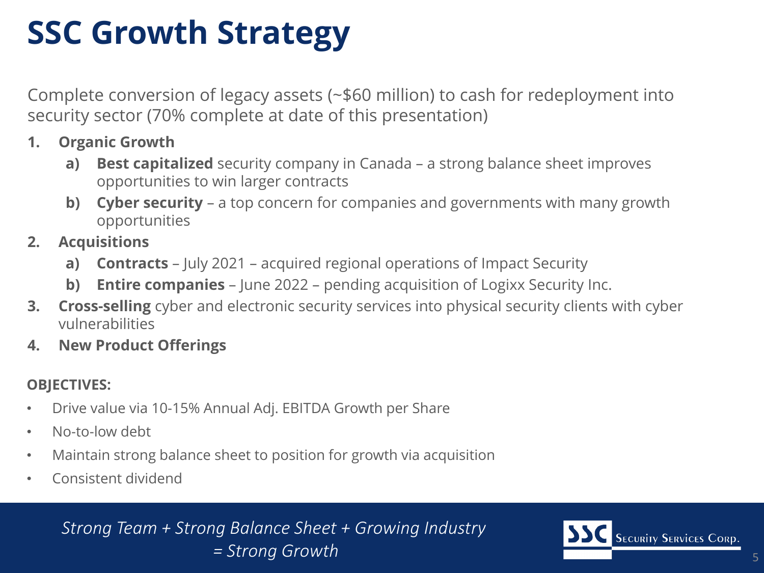# SSC Growth Strategy

Complete conversion of legacy assets (~$60 million) to cash for redeployment into security sector (70% complete at date of this presentation)

1. **Organic Growth**
   a) **Best capitalized** security company in Canada – a strong balance sheet improves opportunities to win larger contracts
   b) **Cyber security** – a top concern for companies and governments with many growth opportunities
2. **Acquisitions**
   a) **Contracts** – July 2021 – acquired regional operations of Impact Security
   b) **Entire companies** – June 2022 – pending acquisition of Logixx Security Inc.
3. **Cross-selling** cyber and electronic security services into physical security clients with cyber vulnerabilities
4. **New Product Offerings**

**OBJECTIVES:**

- Drive value via 10-15% Annual Adj. EBITDA Growth per Share
- No-to-low debt
- Maintain strong balance sheet to position for growth via acquisition
- Consistent dividend

*Strong Team + Strong Balance Sheet + Growing Industry = Strong Growth*

SSC Security Services Corp.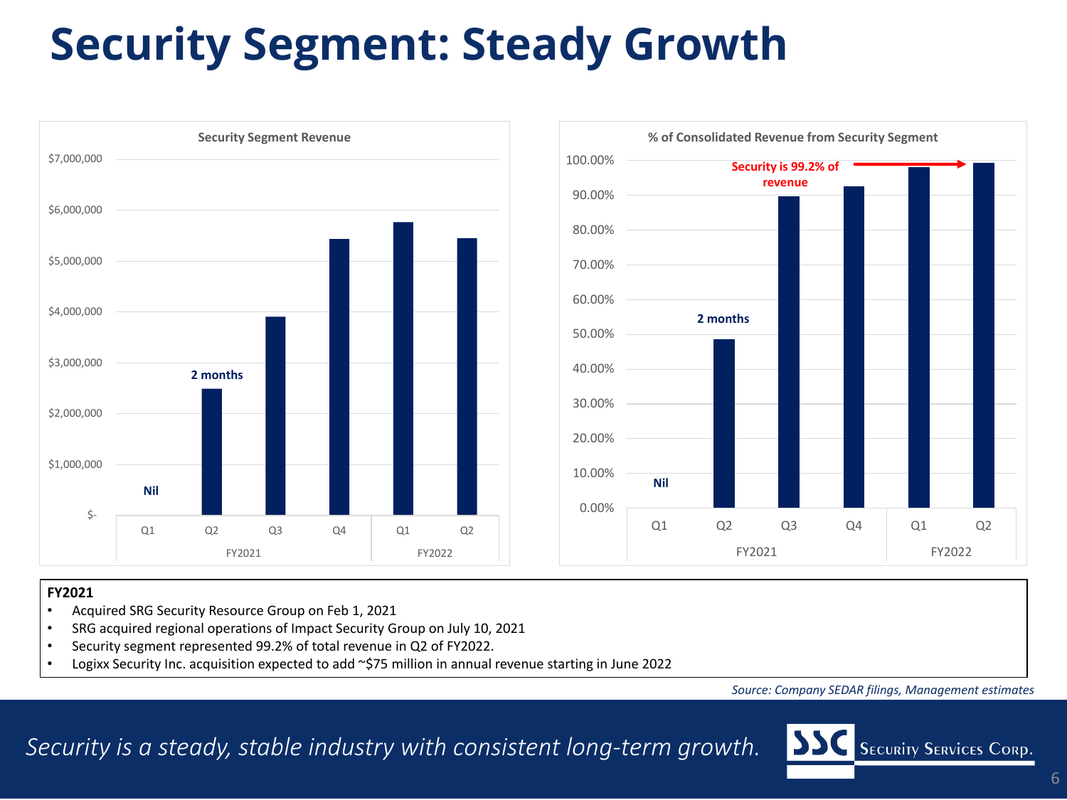# Security Segment: Steady Growth

**Security Segment Revenue**

| | Q1 FY2021 | Q2 FY2021 | Q3 FY2021 | Q4 FY2021 | Q1 FY2022 | Q2 FY2022 |
|---|---|---|---|---|---|---|
| Annotation | Nil | 2 months | | | | |

**% of Consolidated Revenue from Security Segment**

| | Q1 FY2021 | Q2 FY2021 | Q3 FY2021 | Q4 FY2021 | Q1 FY2022 | Q2 FY2022 |
|---|---|---|---|---|---|---|
| Annotation | Nil | 2 months | | | | Security is 99.2% of revenue |

**FY2021**

- Acquired SRG Security Resource Group on Feb 1, 2021
- SRG acquired regional operations of Impact Security Group on July 10, 2021
- Security segment represented 99.2% of total revenue in Q2 of FY2022.
- Logixx Security Inc. acquisition expected to add ~$75 million in annual revenue starting in June 2022

*Source: Company SEDAR filings, Management estimates*

*Security is a steady, stable industry with consistent long-term growth.*

SSC Security Services Corp.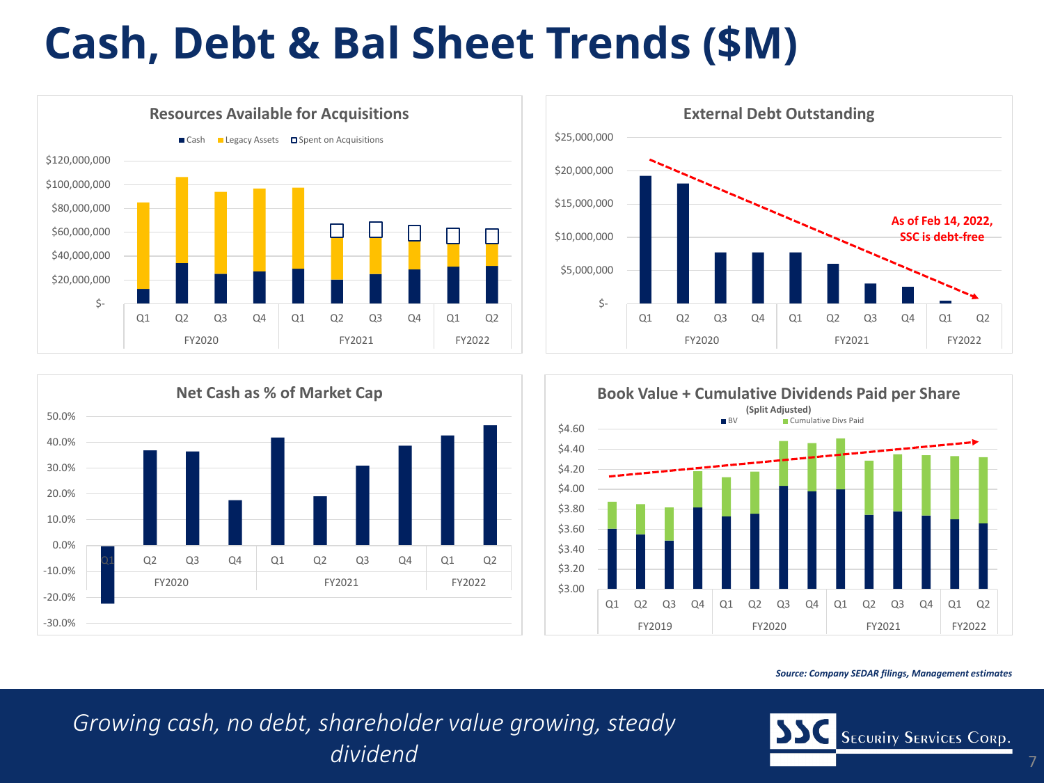# Cash, Debt & Bal Sheet Trends ($M)

### Resources Available for Acquisitions

Cash | Legacy Assets | Spent on Acquisitions

$120,000,000
$100,000,000
$80,000,000
$60,000,000
$40,000,000
$20,000,000
$-

Q1 Q2 Q3 Q4 (FY2020) | Q1 Q2 Q3 Q4 (FY2021) | Q1 Q2 (FY2022)

### External Debt Outstanding

$25,000,000
$20,000,000
$15,000,000
$10,000,000
$5,000,000
$-

Q1 Q2 Q3 Q4 (FY2020) | Q1 Q2 Q3 Q4 (FY2021) | Q1 Q2 (FY2022)

**As of Feb 14, 2022, SSC is debt-free**

### Net Cash as % of Market Cap

50.0%
40.0%
30.0%
20.0%
10.0%
0.0%
-10.0%
-20.0%
-30.0%

Q1 Q2 Q3 Q4 (FY2020) | Q1 Q2 Q3 Q4 (FY2021) | Q1 Q2 (FY2022)

### Book Value + Cumulative Dividends Paid per Share

(Split Adjusted)

BV | Cumulative Divs Paid

$4.60
$4.40
$4.20
$4.00
$3.80
$3.60
$3.40
$3.20
$3.00

Q1 Q2 Q3 Q4 (FY2019) | Q1 Q2 Q3 Q4 (FY2020) | Q1 Q2 Q3 Q4 (FY2021) | Q1 Q2 (FY2022)

*Source: Company SEDAR filings, Management estimates*

*Growing cash, no debt, shareholder value growing, steady dividend*

SSC Security Services Corp.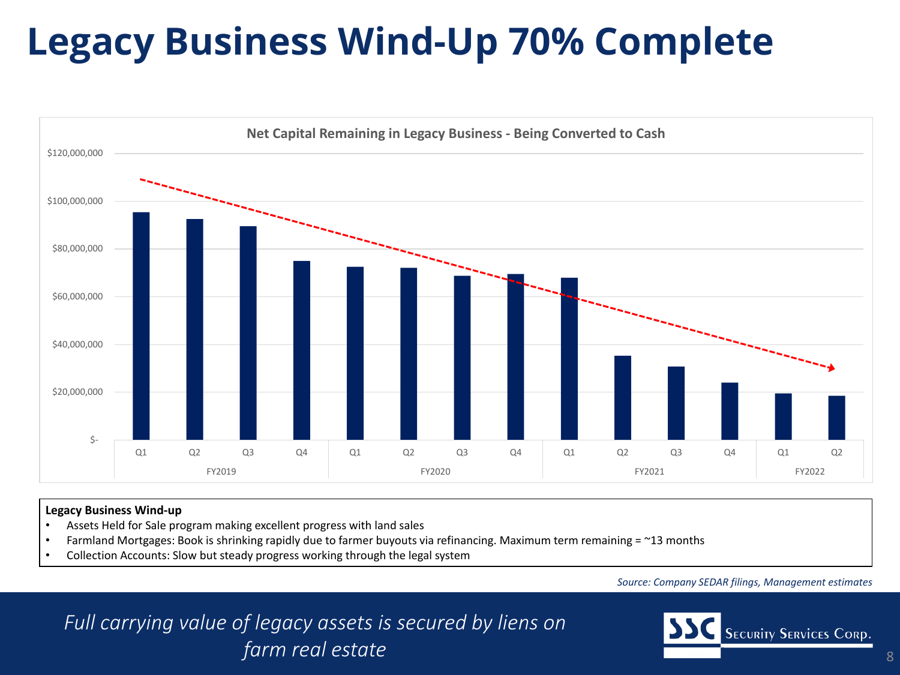# Legacy Business Wind-Up 70% Complete

**Net Capital Remaining in Legacy Business - Being Converted to Cash**

**Legacy Business Wind-up**

- Assets Held for Sale program making excellent progress with land sales
- Farmland Mortgages: Book is shrinking rapidly due to farmer buyouts via refinancing. Maximum term remaining = ~13 months
- Collection Accounts: Slow but steady progress working through the legal system

*Source: Company SEDAR filings, Management estimates*

*Full carrying value of legacy assets is secured by liens on farm real estate*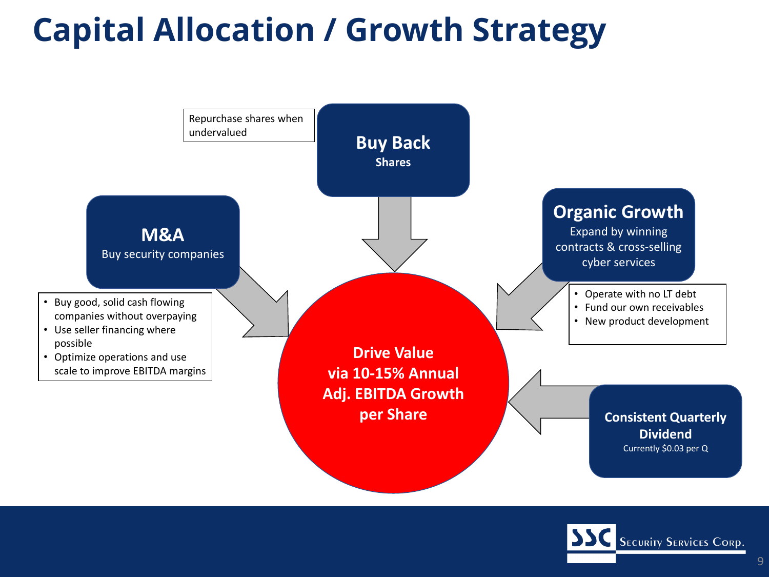# Capital Allocation / Growth Strategy

## Buy Back
**Shares**

Repurchase shares when undervalued

## M&A
Buy security companies

- Buy good, solid cash flowing companies without overpaying
- Use seller financing where possible
- Optimize operations and use scale to improve EBITDA margins

## Organic Growth
Expand by winning contracts & cross-selling cyber services

- Operate with no LT debt
- Fund our own receivables
- New product development

## Consistent Quarterly Dividend
Currently $0.03 per Q

**Drive Value via 10-15% Annual Adj. EBITDA Growth per Share**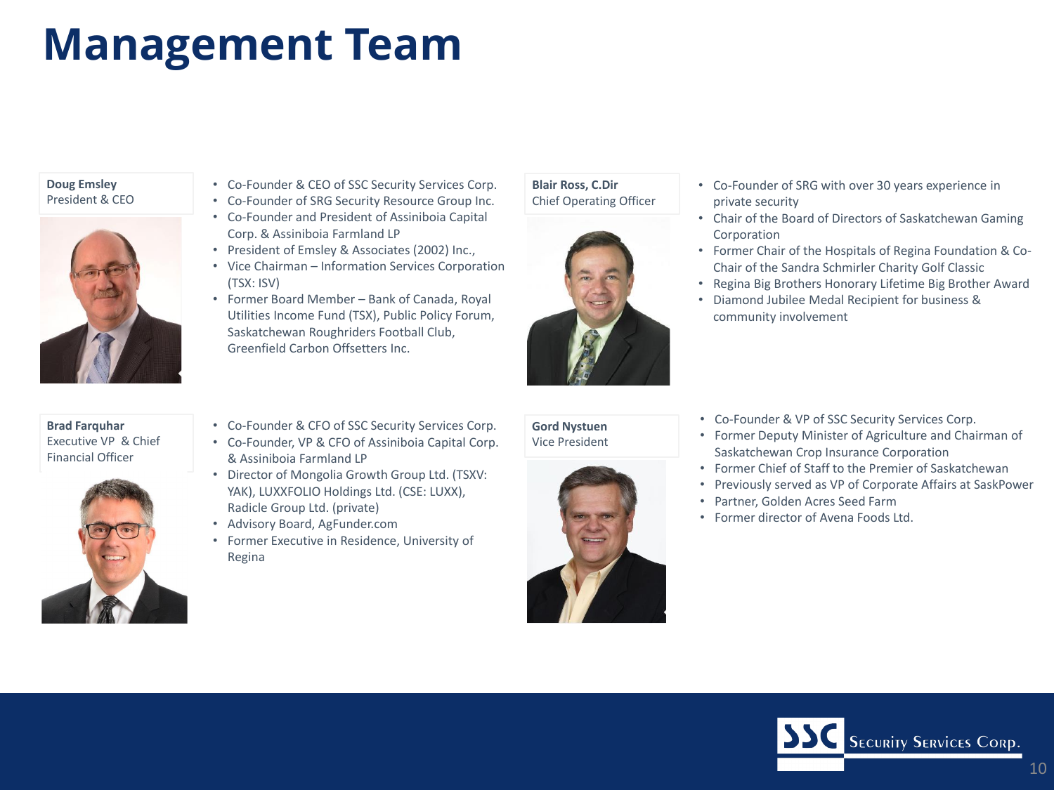# Management Team

**Doug Emsley**
President & CEO

- Co-Founder & CEO of SSC Security Services Corp.
- Co-Founder of SRG Security Resource Group Inc.
- Co-Founder and President of Assiniboia Capital Corp. & Assiniboia Farmland LP
- President of Emsley & Associates (2002) Inc.,
- Vice Chairman – Information Services Corporation (TSX: ISV)
- Former Board Member – Bank of Canada, Royal Utilities Income Fund (TSX), Public Policy Forum, Saskatchewan Roughriders Football Club, Greenfield Carbon Offsetters Inc.

**Blair Ross, C.Dir**
Chief Operating Officer

- Co-Founder of SRG with over 30 years experience in private security
- Chair of the Board of Directors of Saskatchewan Gaming Corporation
- Former Chair of the Hospitals of Regina Foundation & Co-Chair of the Sandra Schmirler Charity Golf Classic
- Regina Big Brothers Honorary Lifetime Big Brother Award
- Diamond Jubilee Medal Recipient for business & community involvement

**Brad Farquhar**
Executive VP & Chief Financial Officer

- Co-Founder & CFO of SSC Security Services Corp.
- Co-Founder, VP & CFO of Assiniboia Capital Corp. & Assiniboia Farmland LP
- Director of Mongolia Growth Group Ltd. (TSXV: YAK), LUXXFOLIO Holdings Ltd. (CSE: LUXX), Radicle Group Ltd. (private)
- Advisory Board, AgFunder.com
- Former Executive in Residence, University of Regina

**Gord Nystuen**
Vice President

- Co-Founder & VP of SSC Security Services Corp.
- Former Deputy Minister of Agriculture and Chairman of Saskatchewan Crop Insurance Corporation
- Former Chief of Staff to the Premier of Saskatchewan
- Previously served as VP of Corporate Affairs at SaskPower
- Partner, Golden Acres Seed Farm
- Former director of Avena Foods Ltd.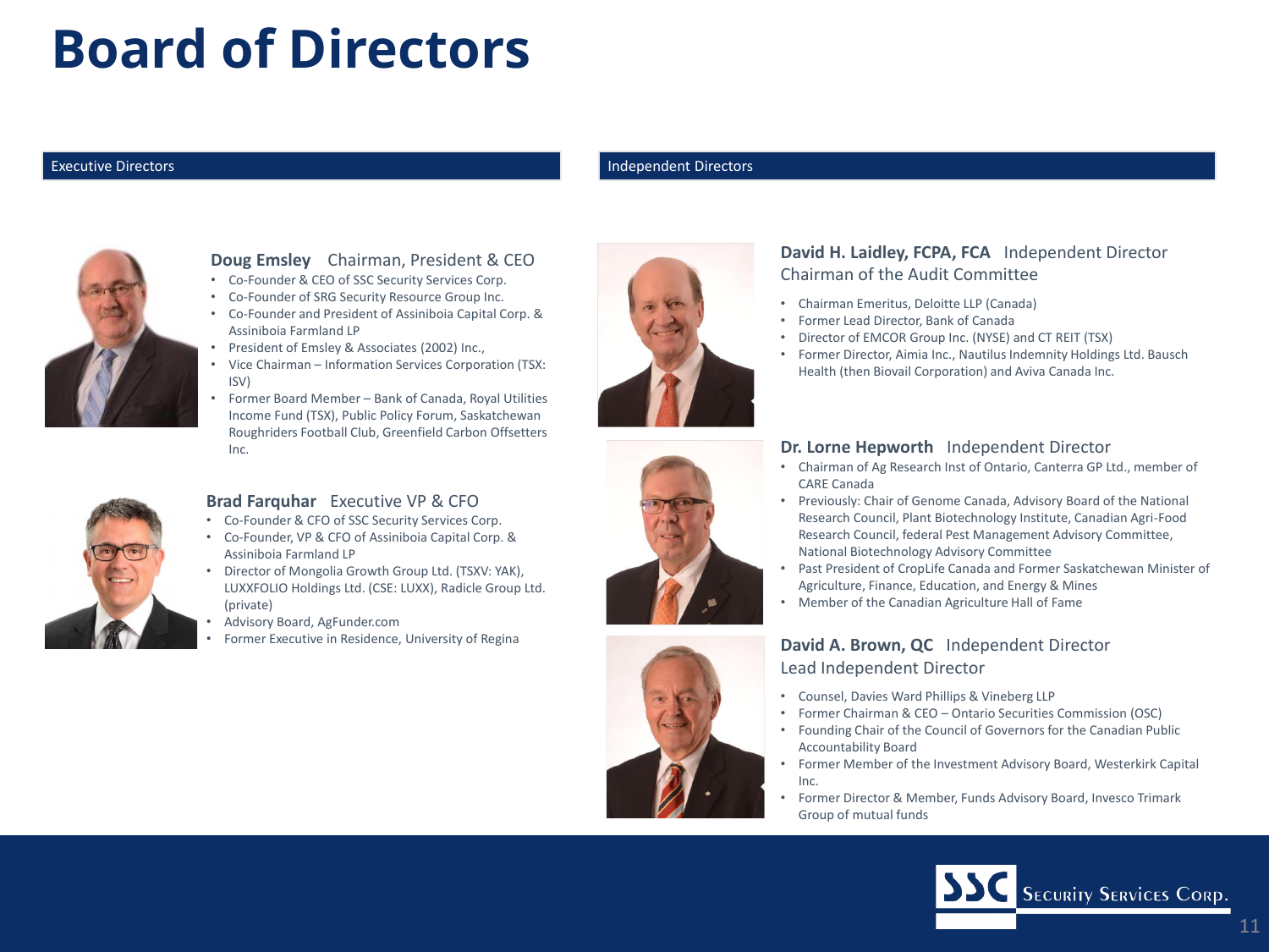# Board of Directors

## Executive Directors

**Doug Emsley** Chairman, President & CEO

- Co-Founder & CEO of SSC Security Services Corp.
- Co-Founder of SRG Security Resource Group Inc.
- Co-Founder and President of Assiniboia Capital Corp. & Assiniboia Farmland LP
- President of Emsley & Associates (2002) Inc.,
- Vice Chairman – Information Services Corporation (TSX: ISV)
- Former Board Member – Bank of Canada, Royal Utilities Income Fund (TSX), Public Policy Forum, Saskatchewan Roughriders Football Club, Greenfield Carbon Offsetters Inc.

**Brad Farquhar** Executive VP & CFO

- Co-Founder & CFO of SSC Security Services Corp.
- Co-Founder, VP & CFO of Assiniboia Capital Corp. & Assiniboia Farmland LP
- Director of Mongolia Growth Group Ltd. (TSXV: YAK), LUXXFOLIO Holdings Ltd. (CSE: LUXX), Radicle Group Ltd. (private)
- Advisory Board, AgFunder.com
- Former Executive in Residence, University of Regina

## Independent Directors

**David H. Laidley, FCPA, FCA** Independent Director
Chairman of the Audit Committee

- Chairman Emeritus, Deloitte LLP (Canada)
- Former Lead Director, Bank of Canada
- Director of EMCOR Group Inc. (NYSE) and CT REIT (TSX)
- Former Director, Aimia Inc., Nautilus Indemnity Holdings Ltd. Bausch Health (then Biovail Corporation) and Aviva Canada Inc.

**Dr. Lorne Hepworth** Independent Director

- Chairman of Ag Research Inst of Ontario, Canterra GP Ltd., member of CARE Canada
- Previously: Chair of Genome Canada, Advisory Board of the National Research Council, Plant Biotechnology Institute, Canadian Agri-Food Research Council, federal Pest Management Advisory Committee, National Biotechnology Advisory Committee
- Past President of CropLife Canada and Former Saskatchewan Minister of Agriculture, Finance, Education, and Energy & Mines
- Member of the Canadian Agriculture Hall of Fame

**David A. Brown, QC** Independent Director
Lead Independent Director

- Counsel, Davies Ward Phillips & Vineberg LLP
- Former Chairman & CEO – Ontario Securities Commission (OSC)
- Founding Chair of the Council of Governors for the Canadian Public Accountability Board
- Former Member of the Investment Advisory Board, Westerkirk Capital Inc.
- Former Director & Member, Funds Advisory Board, Invesco Trimark Group of mutual funds

SSC Security Services Corp.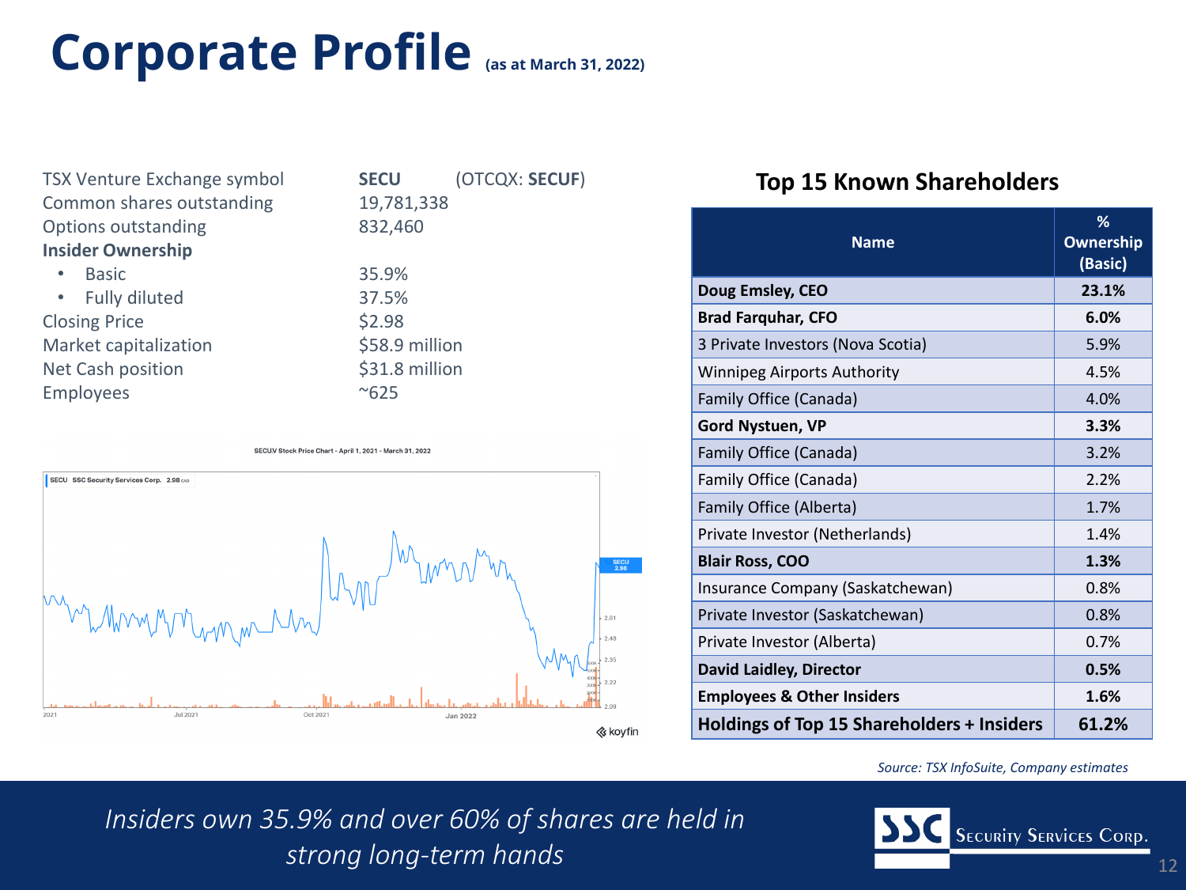# Corporate Profile (as at March 31, 2022)

| | |
|---|---|
| TSX Venture Exchange symbol | **SECU** (OTCQX: **SECUF**) |
| Common shares outstanding | 19,781,338 |
| Options outstanding | 832,460 |
| **Insider Ownership** | |
| • Basic | 35.9% |
| • Fully diluted | 37.5% |
| Closing Price | $2.98 |
| Market capitalization | $58.9 million |
| Net Cash position | $31.8 million |
| Employees | ~625 |

SECU.V Stock Price Chart - April 1, 2021 - March 31, 2022

## Top 15 Known Shareholders

| Name | % Ownership (Basic) |
|---|---|
| **Doug Emsley, CEO** | **23.1%** |
| **Brad Farquhar, CFO** | **6.0%** |
| 3 Private Investors (Nova Scotia) | 5.9% |
| Winnipeg Airports Authority | 4.5% |
| Family Office (Canada) | 4.0% |
| **Gord Nystuen, VP** | **3.3%** |
| Family Office (Canada) | 3.2% |
| Family Office (Canada) | 2.2% |
| Family Office (Alberta) | 1.7% |
| Private Investor (Netherlands) | 1.4% |
| **Blair Ross, COO** | **1.3%** |
| Insurance Company (Saskatchewan) | 0.8% |
| Private Investor (Saskatchewan) | 0.8% |
| Private Investor (Alberta) | 0.7% |
| **David Laidley, Director** | **0.5%** |
| **Employees & Other Insiders** | **1.6%** |
| **Holdings of Top 15 Shareholders + Insiders** | **61.2%** |

*Source: TSX InfoSuite, Company estimates*

*Insiders own 35.9% and over 60% of shares are held in strong long-term hands*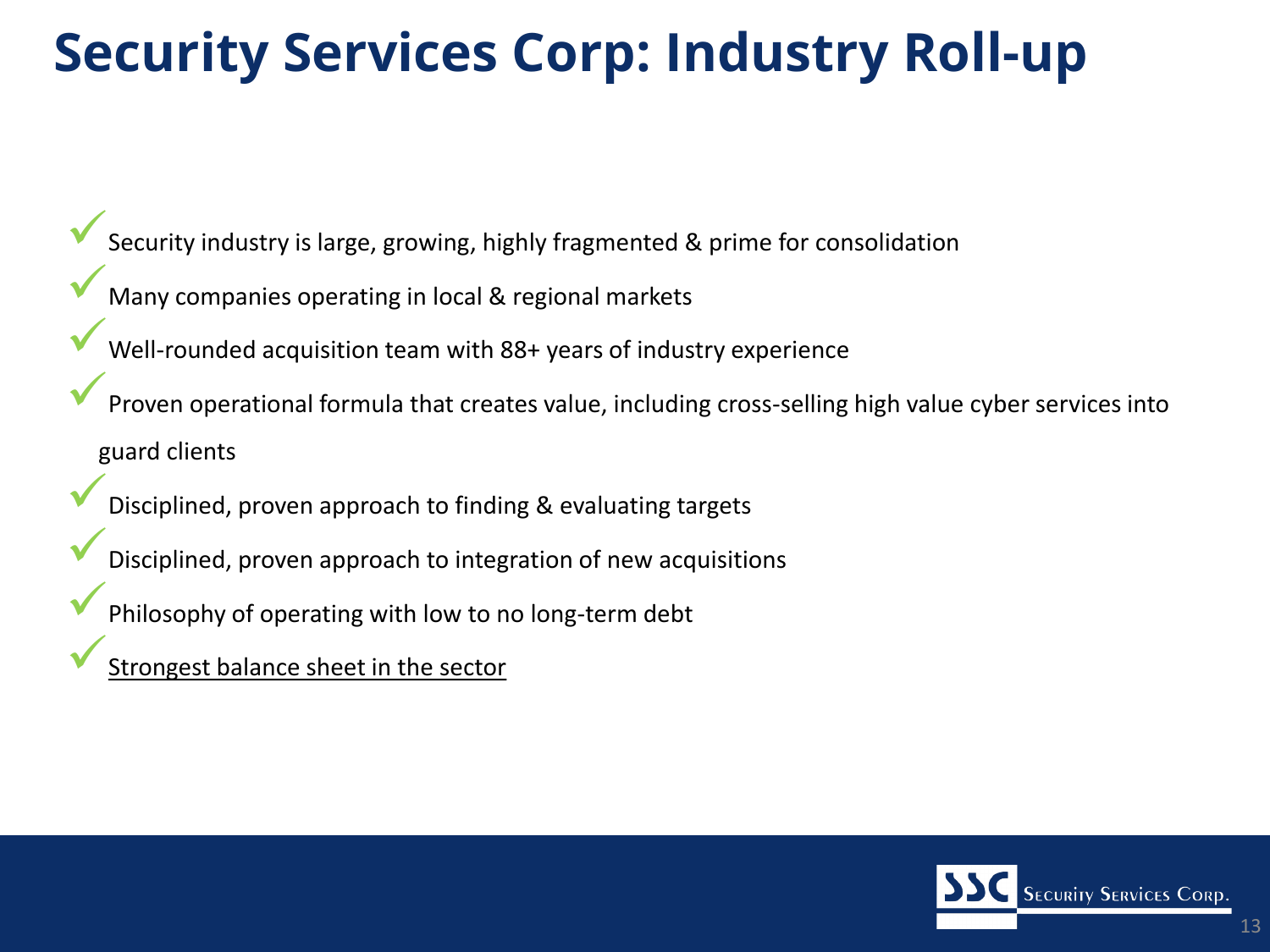# Security Services Corp: Industry Roll-up

- ✓ Security industry is large, growing, highly fragmented & prime for consolidation
- ✓ Many companies operating in local & regional markets
- ✓ Well-rounded acquisition team with 88+ years of industry experience
- ✓ Proven operational formula that creates value, including cross-selling high value cyber services into guard clients
- ✓ Disciplined, proven approach to finding & evaluating targets
- ✓ Disciplined, proven approach to integration of new acquisitions
- ✓ Philosophy of operating with low to no long-term debt
- ✓ <u>Strongest balance sheet in the sector</u>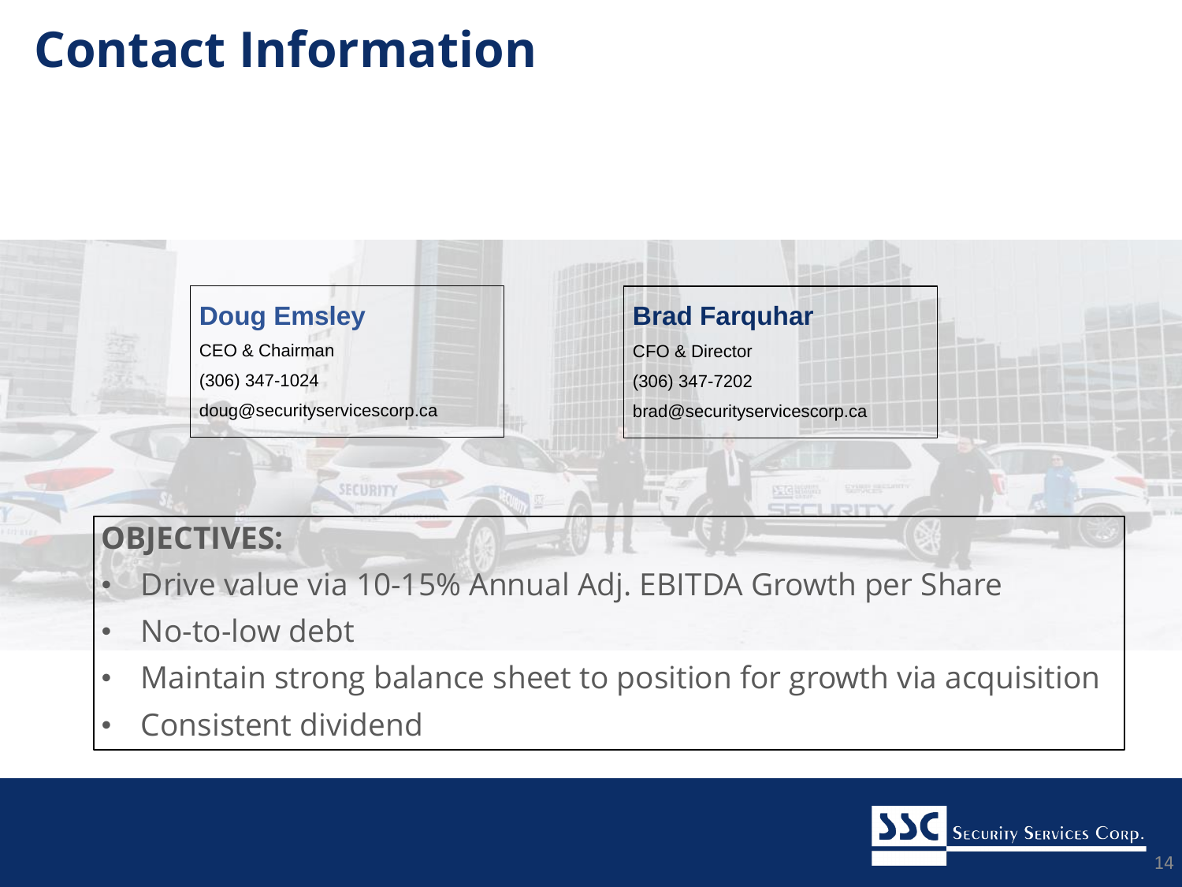# Contact Information

**Doug Emsley**
CEO & Chairman
(306) 347-1024
doug@securityservicescorp.ca

**Brad Farquhar**
CFO & Director
(306) 347-7202
brad@securityservicescorp.ca

**OBJECTIVES:**

- Drive value via 10-15% Annual Adj. EBITDA Growth per Share
- No-to-low debt
- Maintain strong balance sheet to position for growth via acquisition
- Consistent dividend

SSC Security Services Corp.